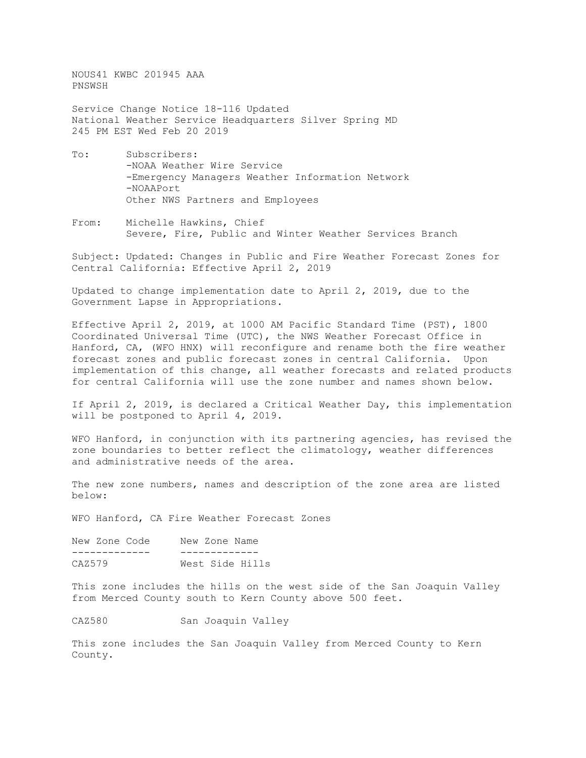NOUS41 KWBC 201945 AAA
PNSWSH

Service Change Notice 18-116 Updated
National Weather Service Headquarters Silver Spring MD
245 PM EST Wed Feb 20 2019

To: Subscribers:
- -NOAA Weather Wire Service
- -Emergency Managers Weather Information Network
- -NOAAPort

Other NWS Partners and Employees

From: Michelle Hawkins, Chief
Severe, Fire, Public and Winter Weather Services Branch

Subject: Updated: Changes in Public and Fire Weather Forecast Zones for Central California: Effective April 2, 2019

Updated to change implementation date to April 2, 2019, due to the Government Lapse in Appropriations.

Effective April 2, 2019, at 1000 AM Pacific Standard Time (PST), 1800 Coordinated Universal Time (UTC), the NWS Weather Forecast Office in Hanford, CA, (WFO HNX) will reconfigure and rename both the fire weather forecast zones and public forecast zones in central California. Upon implementation of this change, all weather forecasts and related products for central California will use the zone number and names shown below.

If April 2, 2019, is declared a Critical Weather Day, this implementation will be postponed to April 4, 2019.

WFO Hanford, in conjunction with its partnering agencies, has revised the zone boundaries to better reflect the climatology, weather differences and administrative needs of the area.

The new zone numbers, names and description of the zone area are listed below:

WFO Hanford, CA Fire Weather Forecast Zones

| New Zone Code | New Zone Name |
|---|---|
| CAZ579 | West Side Hills |

This zone includes the hills on the west side of the San Joaquin Valley from Merced County south to Kern County above 500 feet.

| New Zone Code | New Zone Name |
|---|---|
| CAZ580 | San Joaquin Valley |

This zone includes the San Joaquin Valley from Merced County to Kern County.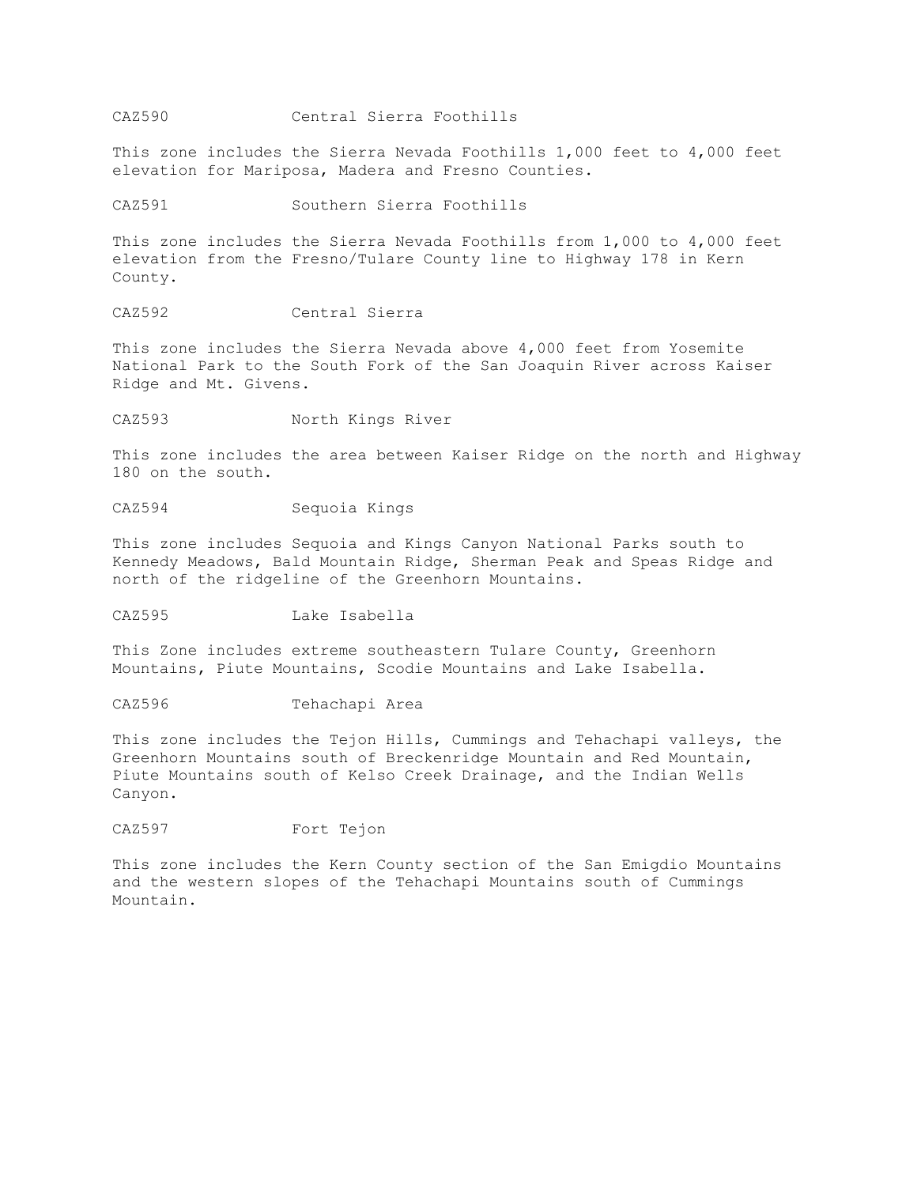CAZ590 Central Sierra Foothills

This zone includes the Sierra Nevada Foothills 1,000 feet to 4,000 feet elevation for Mariposa, Madera and Fresno Counties.

CAZ591 Southern Sierra Foothills

This zone includes the Sierra Nevada Foothills from 1,000 to 4,000 feet elevation from the Fresno/Tulare County line to Highway 178 in Kern County.

CAZ592 Central Sierra

This zone includes the Sierra Nevada above 4,000 feet from Yosemite National Park to the South Fork of the San Joaquin River across Kaiser Ridge and Mt. Givens.

CAZ593 North Kings River

This zone includes the area between Kaiser Ridge on the north and Highway 180 on the south.

CAZ594 Sequoia Kings

This zone includes Sequoia and Kings Canyon National Parks south to Kennedy Meadows, Bald Mountain Ridge, Sherman Peak and Speas Ridge and north of the ridgeline of the Greenhorn Mountains.

CAZ595 Lake Isabella

This Zone includes extreme southeastern Tulare County, Greenhorn Mountains, Piute Mountains, Scodie Mountains and Lake Isabella.

CAZ596 Tehachapi Area

This zone includes the Tejon Hills, Cummings and Tehachapi valleys, the Greenhorn Mountains south of Breckenridge Mountain and Red Mountain, Piute Mountains south of Kelso Creek Drainage, and the Indian Wells Canyon.

CAZ597 Fort Tejon

This zone includes the Kern County section of the San Emigdio Mountains and the western slopes of the Tehachapi Mountains south of Cummings Mountain.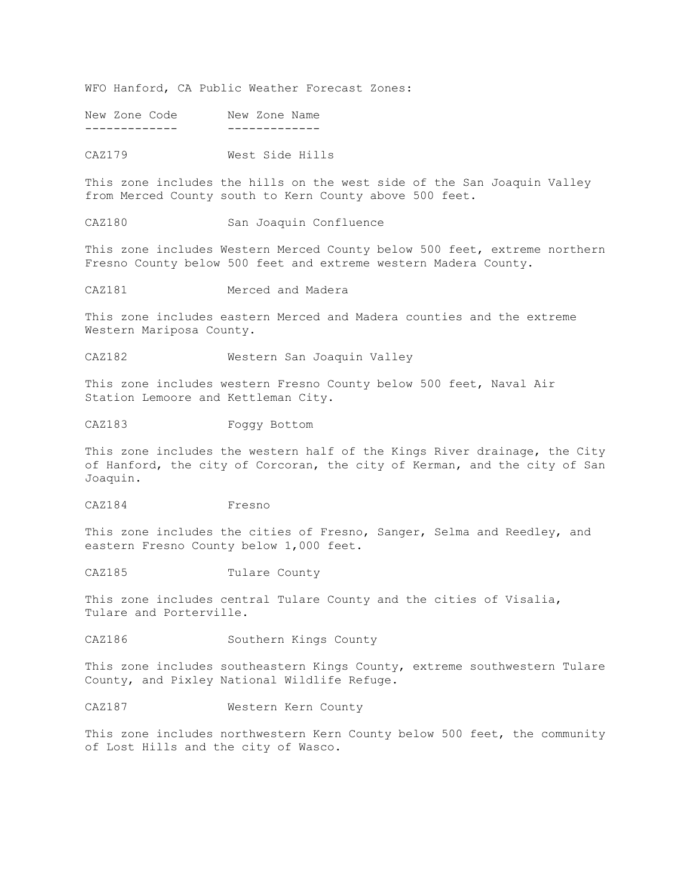WFO Hanford, CA Public Weather Forecast Zones:

| New Zone Code | New Zone Name |
| --- | --- |

CAZ179 West Side Hills

This zone includes the hills on the west side of the San Joaquin Valley from Merced County south to Kern County above 500 feet.

CAZ180 San Joaquin Confluence

This zone includes Western Merced County below 500 feet, extreme northern Fresno County below 500 feet and extreme western Madera County.

CAZ181 Merced and Madera

This zone includes eastern Merced and Madera counties and the extreme Western Mariposa County.

CAZ182 Western San Joaquin Valley

This zone includes western Fresno County below 500 feet, Naval Air Station Lemoore and Kettleman City.

CAZ183 Foggy Bottom

This zone includes the western half of the Kings River drainage, the City of Hanford, the city of Corcoran, the city of Kerman, and the city of San Joaquin.

CAZ184 Fresno

This zone includes the cities of Fresno, Sanger, Selma and Reedley, and eastern Fresno County below 1,000 feet.

CAZ185 Tulare County

This zone includes central Tulare County and the cities of Visalia, Tulare and Porterville.

CAZ186 Southern Kings County

This zone includes southeastern Kings County, extreme southwestern Tulare County, and Pixley National Wildlife Refuge.

CAZ187 Western Kern County

This zone includes northwestern Kern County below 500 feet, the community of Lost Hills and the city of Wasco.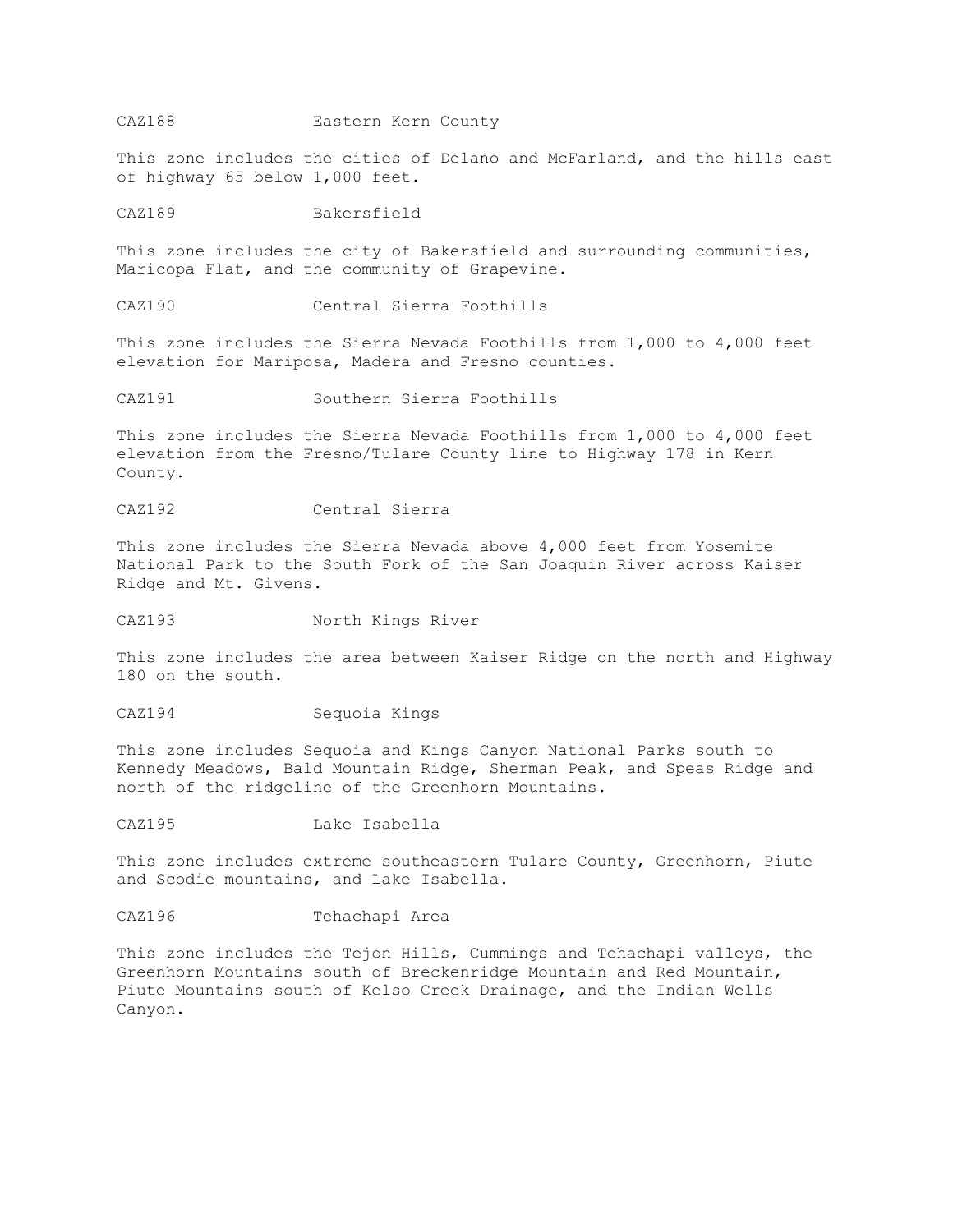CAZ188 Eastern Kern County

This zone includes the cities of Delano and McFarland, and the hills east of highway 65 below 1,000 feet.

CAZ189 Bakersfield

This zone includes the city of Bakersfield and surrounding communities, Maricopa Flat, and the community of Grapevine.

CAZ190 Central Sierra Foothills

This zone includes the Sierra Nevada Foothills from 1,000 to 4,000 feet elevation for Mariposa, Madera and Fresno counties.

CAZ191 Southern Sierra Foothills

This zone includes the Sierra Nevada Foothills from 1,000 to 4,000 feet elevation from the Fresno/Tulare County line to Highway 178 in Kern County.

CAZ192 Central Sierra

This zone includes the Sierra Nevada above 4,000 feet from Yosemite National Park to the South Fork of the San Joaquin River across Kaiser Ridge and Mt. Givens.

CAZ193 North Kings River

This zone includes the area between Kaiser Ridge on the north and Highway 180 on the south.

CAZ194 Sequoia Kings

This zone includes Sequoia and Kings Canyon National Parks south to Kennedy Meadows, Bald Mountain Ridge, Sherman Peak, and Speas Ridge and north of the ridgeline of the Greenhorn Mountains.

CAZ195 Lake Isabella

This zone includes extreme southeastern Tulare County, Greenhorn, Piute and Scodie mountains, and Lake Isabella.

CAZ196 Tehachapi Area

This zone includes the Tejon Hills, Cummings and Tehachapi valleys, the Greenhorn Mountains south of Breckenridge Mountain and Red Mountain, Piute Mountains south of Kelso Creek Drainage, and the Indian Wells Canyon.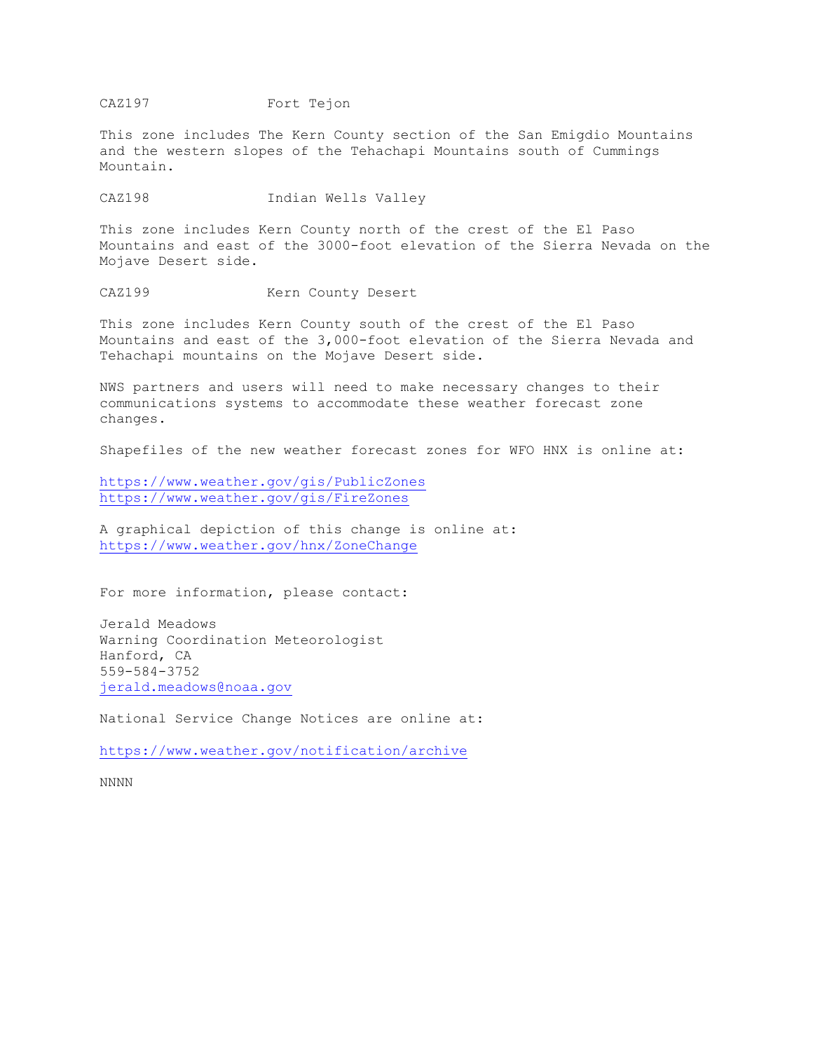CAZ197 Fort Tejon

This zone includes The Kern County section of the San Emigdio Mountains and the western slopes of the Tehachapi Mountains south of Cummings Mountain.

CAZ198 Indian Wells Valley

This zone includes Kern County north of the crest of the El Paso Mountains and east of the 3000-foot elevation of the Sierra Nevada on the Mojave Desert side.

CAZ199 Kern County Desert

This zone includes Kern County south of the crest of the El Paso Mountains and east of the 3,000-foot elevation of the Sierra Nevada and Tehachapi mountains on the Mojave Desert side.

NWS partners and users will need to make necessary changes to their communications systems to accommodate these weather forecast zone changes.

Shapefiles of the new weather forecast zones for WFO HNX is online at:

https://www.weather.gov/gis/PublicZones
https://www.weather.gov/gis/FireZones

A graphical depiction of this change is online at:
https://www.weather.gov/hnx/ZoneChange

For more information, please contact:

Jerald Meadows
Warning Coordination Meteorologist
Hanford, CA
559-584-3752
jerald.meadows@noaa.gov

National Service Change Notices are online at:

https://www.weather.gov/notification/archive

NNNN